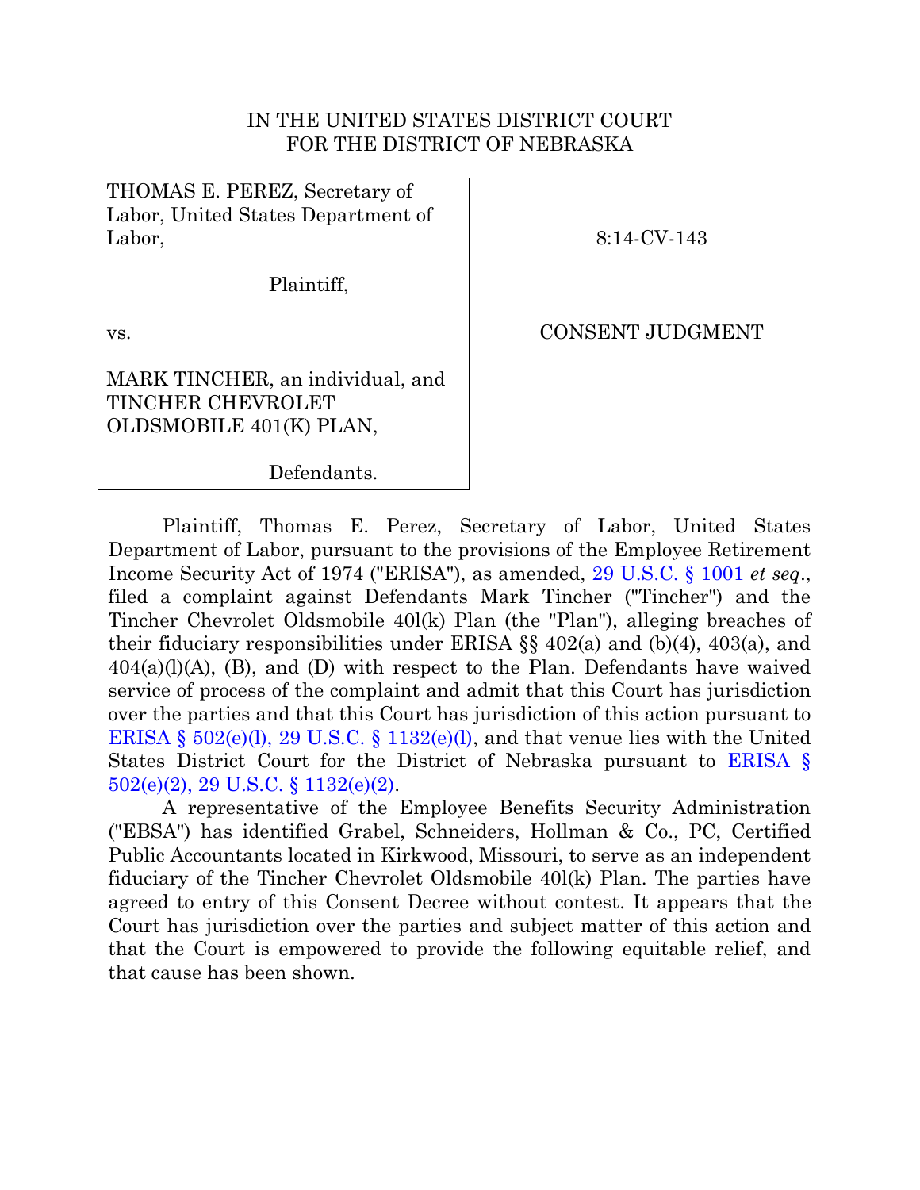IN THE UNITED STATES DISTRICT COURT
FOR THE DISTRICT OF NEBRASKA

| | |
|---|---|
| THOMAS E. PEREZ, Secretary of Labor, United States Department of Labor,<br><br>Plaintiff,<br><br>vs.<br><br>MARK TINCHER, an individual, and TINCHER CHEVROLET OLDSMOBILE 401(K) PLAN,<br><br>Defendants. | 8:14-CV-143<br><br>CONSENT JUDGMENT |

Plaintiff, Thomas E. Perez, Secretary of Labor, United States Department of Labor, pursuant to the provisions of the Employee Retirement Income Security Act of 1974 ("ERISA"), as amended, 29 U.S.C. § 1001 *et seq*., filed a complaint against Defendants Mark Tincher ("Tincher") and the Tincher Chevrolet Oldsmobile 40l(k) Plan (the "Plan"), alleging breaches of their fiduciary responsibilities under ERISA §§ 402(a) and (b)(4), 403(a), and 404(a)(l)(A), (B), and (D) with respect to the Plan. Defendants have waived service of process of the complaint and admit that this Court has jurisdiction over the parties and that this Court has jurisdiction of this action pursuant to ERISA § 502(e)(l), 29 U.S.C. § 1132(e)(l), and that venue lies with the United States District Court for the District of Nebraska pursuant to ERISA § 502(e)(2), 29 U.S.C. § 1132(e)(2).

A representative of the Employee Benefits Security Administration ("EBSA") has identified Grabel, Schneiders, Hollman & Co., PC, Certified Public Accountants located in Kirkwood, Missouri, to serve as an independent fiduciary of the Tincher Chevrolet Oldsmobile 40l(k) Plan. The parties have agreed to entry of this Consent Decree without contest. It appears that the Court has jurisdiction over the parties and subject matter of this action and that the Court is empowered to provide the following equitable relief, and that cause has been shown.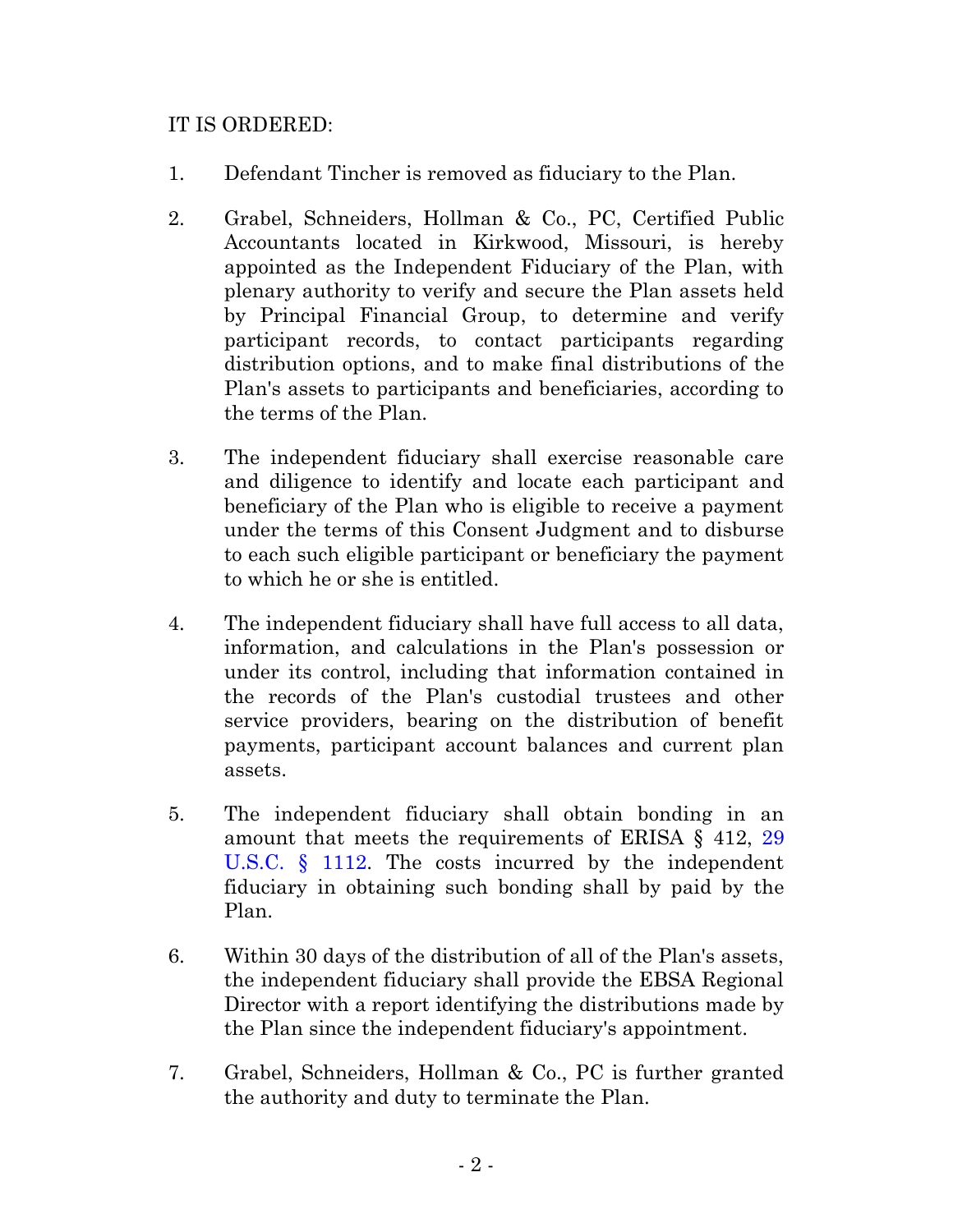IT IS ORDERED:

1. Defendant Tincher is removed as fiduciary to the Plan.

2. Grabel, Schneiders, Hollman & Co., PC, Certified Public Accountants located in Kirkwood, Missouri, is hereby appointed as the Independent Fiduciary of the Plan, with plenary authority to verify and secure the Plan assets held by Principal Financial Group, to determine and verify participant records, to contact participants regarding distribution options, and to make final distributions of the Plan's assets to participants and beneficiaries, according to the terms of the Plan.

3. The independent fiduciary shall exercise reasonable care and diligence to identify and locate each participant and beneficiary of the Plan who is eligible to receive a payment under the terms of this Consent Judgment and to disburse to each such eligible participant or beneficiary the payment to which he or she is entitled.

4. The independent fiduciary shall have full access to all data, information, and calculations in the Plan's possession or under its control, including that information contained in the records of the Plan's custodial trustees and other service providers, bearing on the distribution of benefit payments, participant account balances and current plan assets.

5. The independent fiduciary shall obtain bonding in an amount that meets the requirements of ERISA § 412, 29 U.S.C. § 1112. The costs incurred by the independent fiduciary in obtaining such bonding shall by paid by the Plan.

6. Within 30 days of the distribution of all of the Plan's assets, the independent fiduciary shall provide the EBSA Regional Director with a report identifying the distributions made by the Plan since the independent fiduciary's appointment.

7. Grabel, Schneiders, Hollman & Co., PC is further granted the authority and duty to terminate the Plan.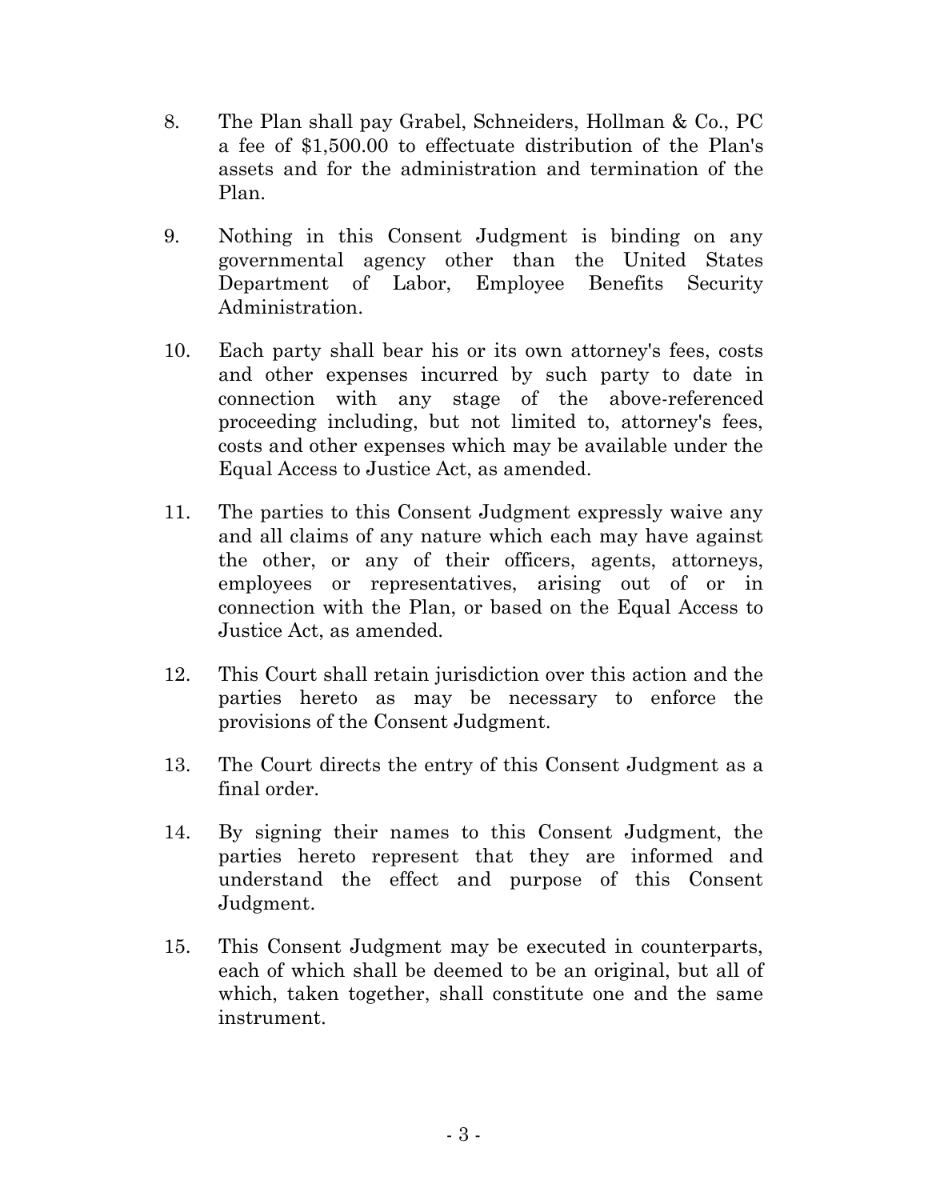8. The Plan shall pay Grabel, Schneiders, Hollman & Co., PC a fee of $1,500.00 to effectuate distribution of the Plan's assets and for the administration and termination of the Plan.

9. Nothing in this Consent Judgment is binding on any governmental agency other than the United States Department of Labor, Employee Benefits Security Administration.

10. Each party shall bear his or its own attorney's fees, costs and other expenses incurred by such party to date in connection with any stage of the above-referenced proceeding including, but not limited to, attorney's fees, costs and other expenses which may be available under the Equal Access to Justice Act, as amended.

11. The parties to this Consent Judgment expressly waive any and all claims of any nature which each may have against the other, or any of their officers, agents, attorneys, employees or representatives, arising out of or in connection with the Plan, or based on the Equal Access to Justice Act, as amended.

12. This Court shall retain jurisdiction over this action and the parties hereto as may be necessary to enforce the provisions of the Consent Judgment.

13. The Court directs the entry of this Consent Judgment as a final order.

14. By signing their names to this Consent Judgment, the parties hereto represent that they are informed and understand the effect and purpose of this Consent Judgment.

15. This Consent Judgment may be executed in counterparts, each of which shall be deemed to be an original, but all of which, taken together, shall constitute one and the same instrument.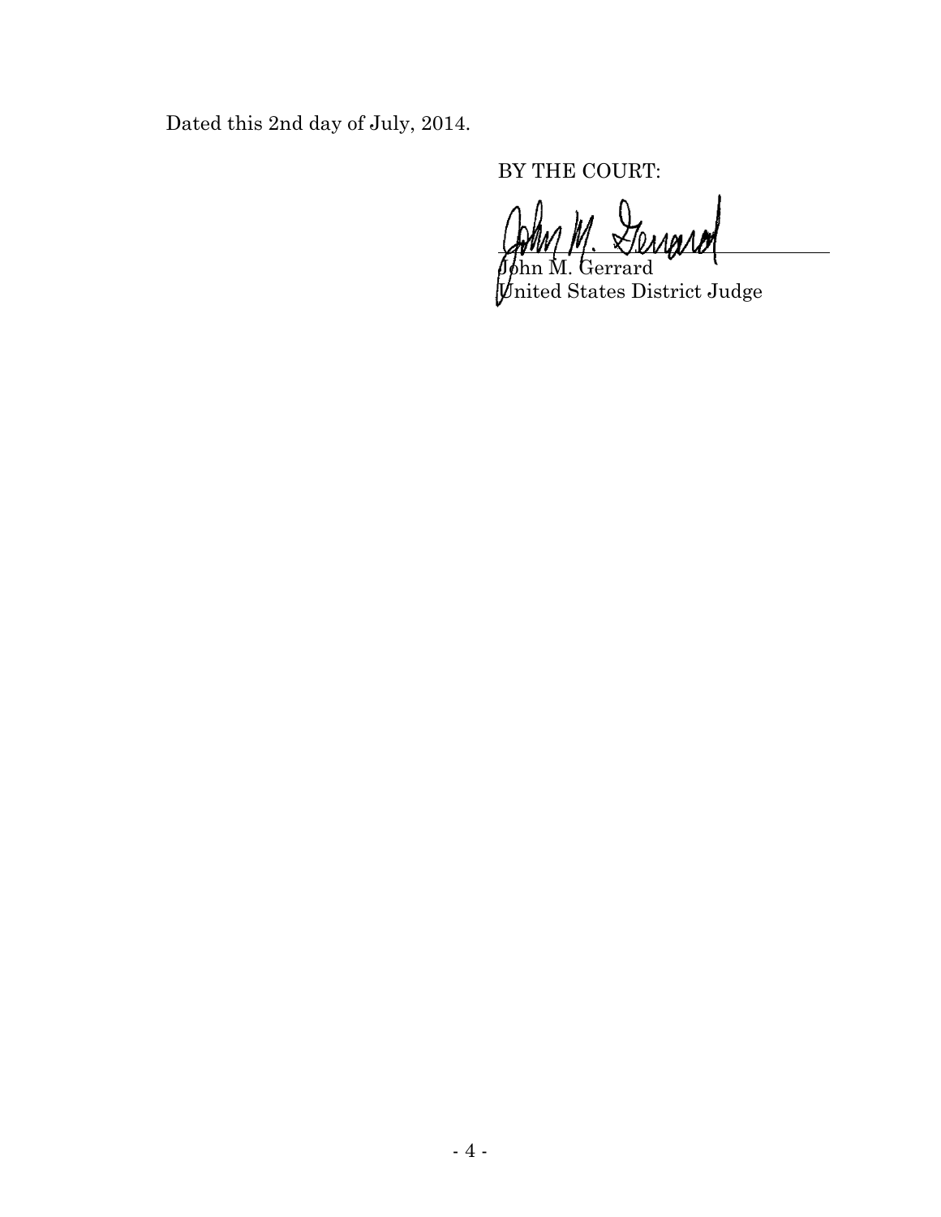Dated this 2nd day of July, 2014.

BY THE COURT:

John M. Gerrard
United States District Judge